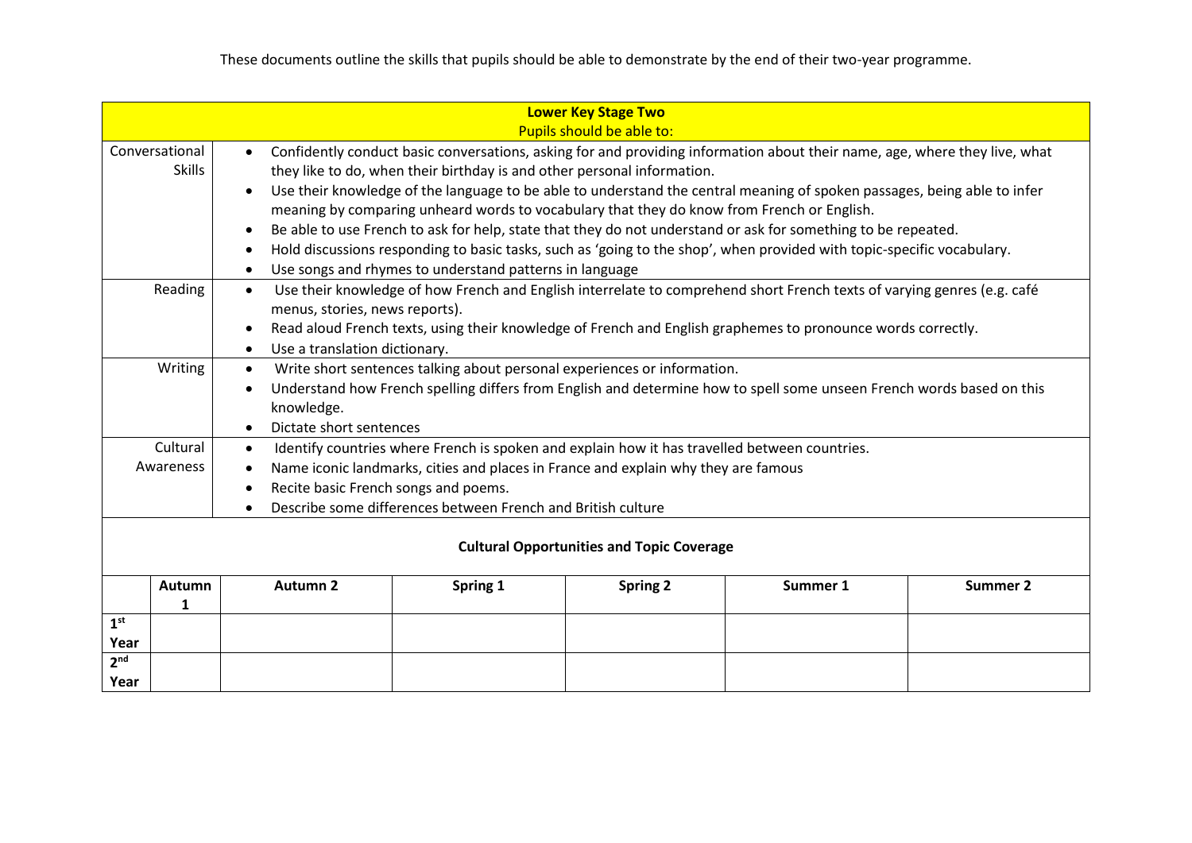These documents outline the skills that pupils should be able to demonstrate by the end of their two-year programme.

| Lower Key Stage Two<br>Pupils should be able to: | |
|---|---|
| Conversational Skills | • Confidently conduct basic conversations, asking for and providing information about their name, age, where they live, what they like to do, when their birthday is and other personal information.<br>• Use their knowledge of the language to be able to understand the central meaning of spoken passages, being able to infer meaning by comparing unheard words to vocabulary that they do know from French or English.<br>• Be able to use French to ask for help, state that they do not understand or ask for something to be repeated.<br>• Hold discussions responding to basic tasks, such as 'going to the shop', when provided with topic-specific vocabulary.<br>• Use songs and rhymes to understand patterns in language |
| Reading | • Use their knowledge of how French and English interrelate to comprehend short French texts of varying genres (e.g. café menus, stories, news reports).<br>• Read aloud French texts, using their knowledge of French and English graphemes to pronounce words correctly.<br>• Use a translation dictionary. |
| Writing | • Write short sentences talking about personal experiences or information.<br>• Understand how French spelling differs from English and determine how to spell some unseen French words based on this knowledge.<br>• Dictate short sentences |
| Cultural Awareness | • Identify countries where French is spoken and explain how it has travelled between countries.<br>• Name iconic landmarks, cities and places in France and explain why they are famous<br>• Recite basic French songs and poems.<br>• Describe some differences between French and British culture |

**Cultural Opportunities and Topic Coverage**

| | Autumn 1 | Autumn 2 | Spring 1 | Spring 2 | Summer 1 | Summer 2 |
|---|---|---|---|---|---|---|
| 1st Year | | | | | | |
| 2nd Year | | | | | | |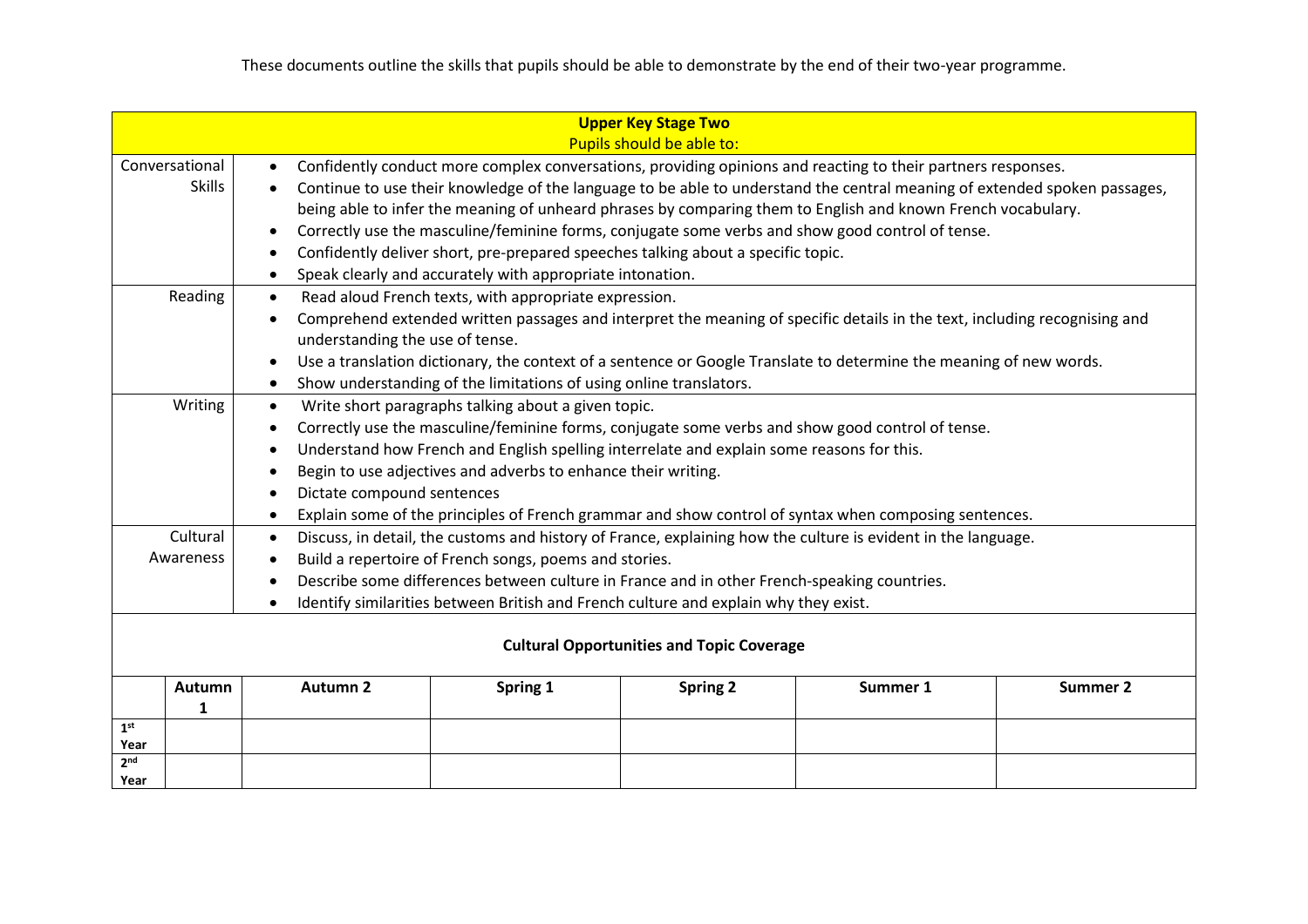These documents outline the skills that pupils should be able to demonstrate by the end of their two-year programme.

| **Upper Key Stage Two**<br>Pupils should be able to: | |
|---|---|
| Conversational Skills | • Confidently conduct more complex conversations, providing opinions and reacting to their partners responses.<br>• Continue to use their knowledge of the language to be able to understand the central meaning of extended spoken passages, being able to infer the meaning of unheard phrases by comparing them to English and known French vocabulary.<br>• Correctly use the masculine/feminine forms, conjugate some verbs and show good control of tense.<br>• Confidently deliver short, pre-prepared speeches talking about a specific topic.<br>• Speak clearly and accurately with appropriate intonation. |
| Reading | • Read aloud French texts, with appropriate expression.<br>• Comprehend extended written passages and interpret the meaning of specific details in the text, including recognising and understanding the use of tense.<br>• Use a translation dictionary, the context of a sentence or Google Translate to determine the meaning of new words.<br>• Show understanding of the limitations of using online translators. |
| Writing | • Write short paragraphs talking about a given topic.<br>• Correctly use the masculine/feminine forms, conjugate some verbs and show good control of tense.<br>• Understand how French and English spelling interrelate and explain some reasons for this.<br>• Begin to use adjectives and adverbs to enhance their writing.<br>• Dictate compound sentences<br>• Explain some of the principles of French grammar and show control of syntax when composing sentences. |
| Cultural Awareness | • Discuss, in detail, the customs and history of France, explaining how the culture is evident in the language.<br>• Build a repertoire of French songs, poems and stories.<br>• Describe some differences between culture in France and in other French-speaking countries.<br>• Identify similarities between British and French culture and explain why they exist. |

**Cultural Opportunities and Topic Coverage**

| | **Autumn 1** | **Autumn 2** | **Spring 1** | **Spring 2** | **Summer 1** | **Summer 2** |
|---|---|---|---|---|---|---|
| 1st Year | | | | | | |
| 2nd Year | | | | | | |